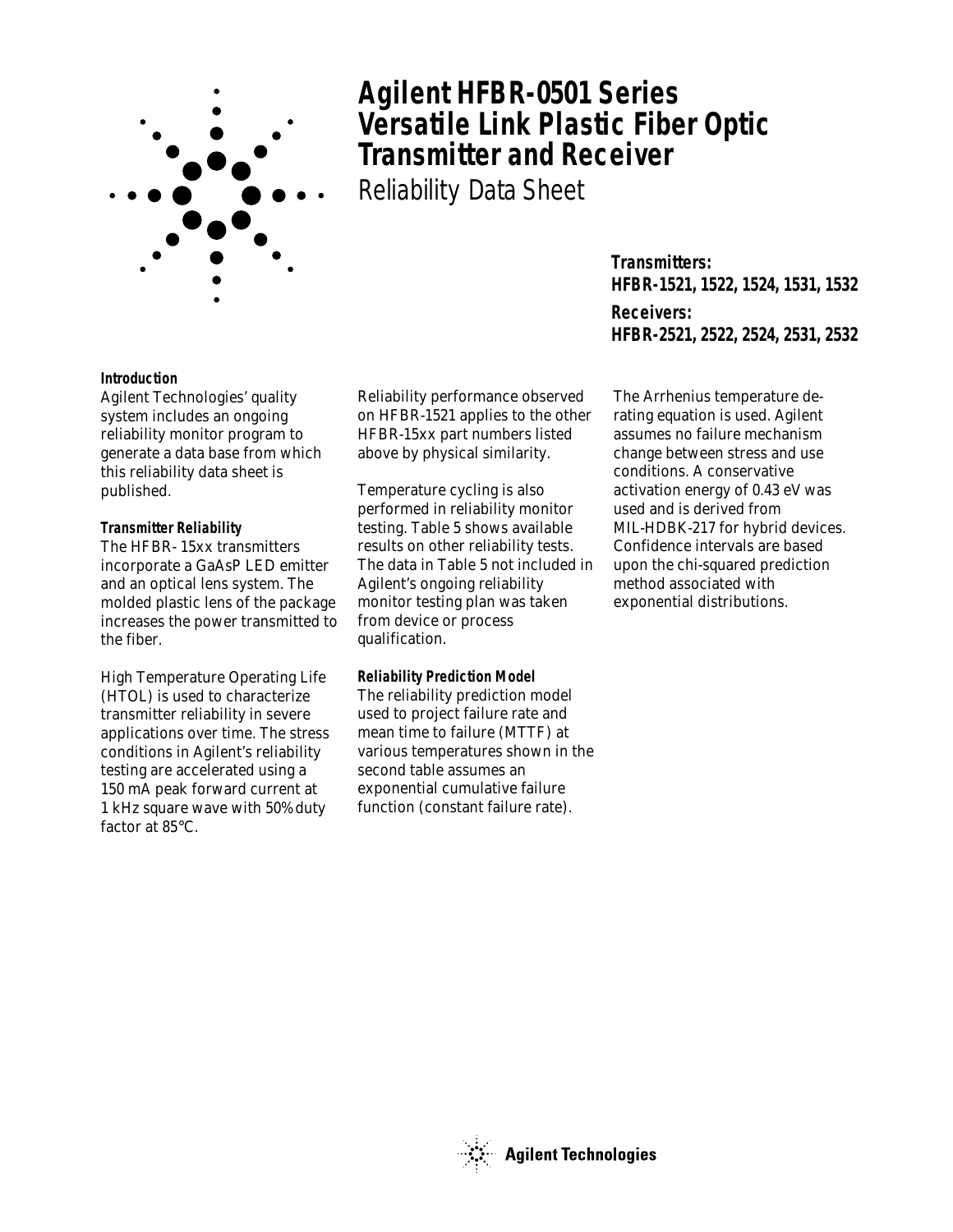# Agilent HFBR-0501 Series Versatile Link Plastic Fiber Optic Transmitter and Receiver

Reliability Data Sheet

**Transmitters:**
**HFBR-1521, 1522, 1524, 1531, 1532**

**Receivers:**
**HFBR-2521, 2522, 2524, 2531, 2532**

### Introduction

Agilent Technologies' quality system includes an ongoing reliability monitor program to generate a data base from which this reliability data sheet is published.

### Transmitter Reliability

The HFBR- 15xx transmitters incorporate a GaAsP LED emitter and an optical lens system. The molded plastic lens of the package increases the power transmitted to the fiber.

High Temperature Operating Life (HTOL) is used to characterize transmitter reliability in severe applications over time. The stress conditions in Agilent's reliability testing are accelerated using a 150 mA peak forward current at 1 kHz square wave with 50% duty factor at 85°C.

Reliability performance observed on HFBR-1521 applies to the other HFBR-15xx part numbers listed above by physical similarity.

Temperature cycling is also performed in reliability monitor testing. Table 5 shows available results on other reliability tests. The data in Table 5 not included in Agilent's ongoing reliability monitor testing plan was taken from device or process qualification.

### Reliability Prediction Model

The reliability prediction model used to project failure rate and mean time to failure (MTTF) at various temperatures shown in the second table assumes an exponential cumulative failure function (constant failure rate).

The Arrhenius temperature de-rating equation is used. Agilent assumes no failure mechanism change between stress and use conditions. A conservative activation energy of 0.43 eV was used and is derived from MIL-HDBK-217 for hybrid devices. Confidence intervals are based upon the chi-squared prediction method associated with exponential distributions.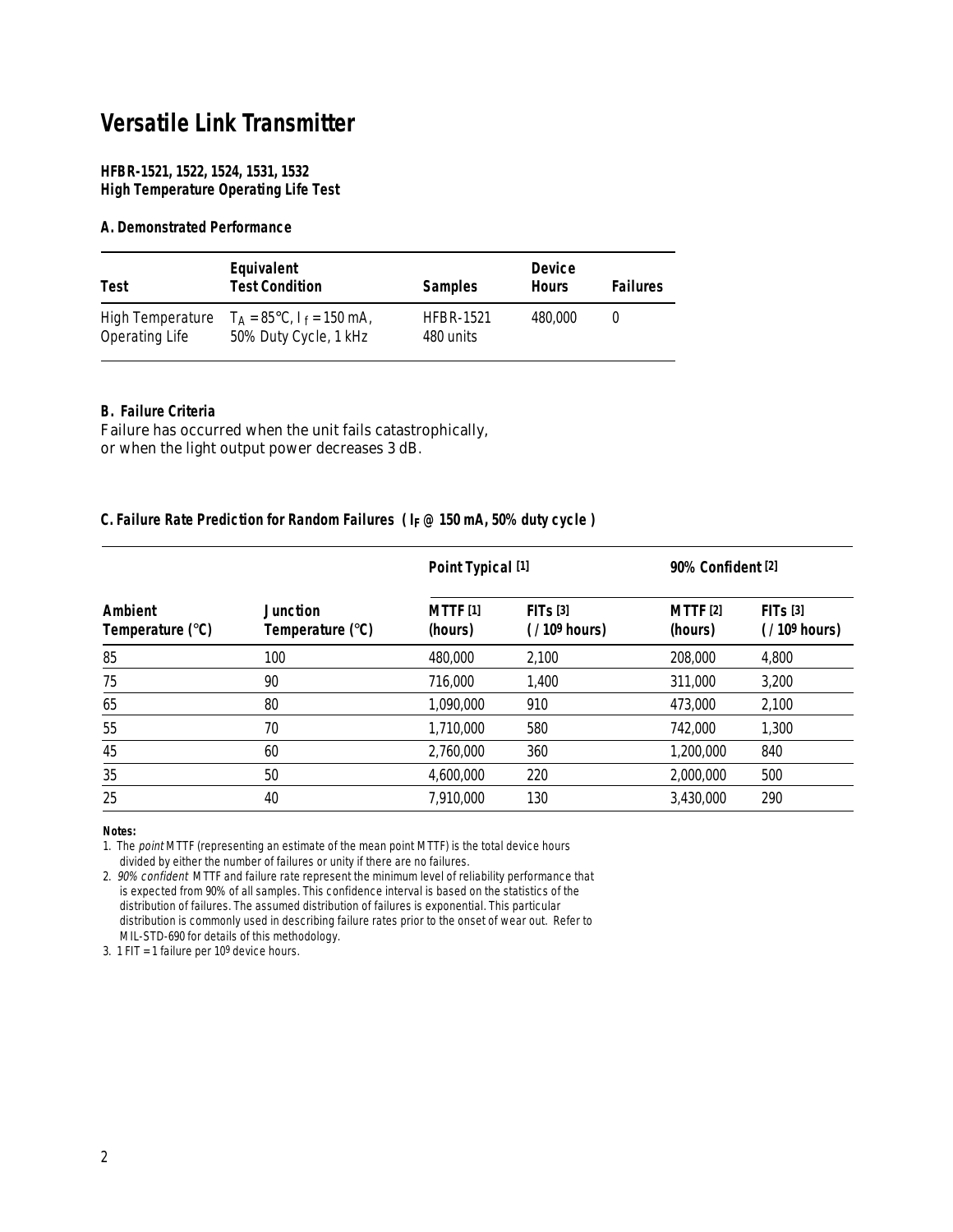# Versatile Link Transmitter

**HFBR-1521, 1522, 1524, 1531, 1532**
**High Temperature Operating Life Test**

**A. Demonstrated Performance**

| Test | Equivalent Test Condition | Samples | Device Hours | Failures |
|---|---|---|---|---|
| High Temperature Operating Life | $T_A = 85°C$, $I_f = 150$ mA, 50% Duty Cycle, 1 kHz | HFBR-1521 480 units | 480,000 | 0 |

**B. Failure Criteria**

Failure has occurred when the unit fails catastrophically, or when the light output power decreases 3 dB.

**C. Failure Rate Prediction for Random Failures ( $I_F$ @ 150 mA, 50% duty cycle )**

| | | Point Typical [1] | | 90% Confident [2] | |
|---|---|---|---|---|---|
| Ambient Temperature (°C) | Junction Temperature (°C) | MTTF [1] (hours) | FITs [3] ( / $10^9$ hours) | MTTF [2] (hours) | FITs [3] ( / $10^9$ hours) |
| 85 | 100 | 480,000 | 2,100 | 208,000 | 4,800 |
| 75 | 90 | 716,000 | 1,400 | 311,000 | 3,200 |
| 65 | 80 | 1,090,000 | 910 | 473,000 | 2,100 |
| 55 | 70 | 1,710,000 | 580 | 742,000 | 1,300 |
| 45 | 60 | 2,760,000 | 360 | 1,200,000 | 840 |
| 35 | 50 | 4,600,000 | 220 | 2,000,000 | 500 |
| 25 | 40 | 7,910,000 | 130 | 3,430,000 | 290 |

**Notes:**

1. The *point* MTTF (representing an estimate of the mean point MTTF) is the total device hours divided by either the number of failures or unity if there are no failures.
2. *90% confident* MTTF and failure rate represent the minimum level of reliability performance that is expected from 90% of all samples. This confidence interval is based on the statistics of the distribution of failures. The assumed distribution of failures is exponential. This particular distribution is commonly used in describing failure rates prior to the onset of wear out. Refer to MIL-STD-690 for details of this methodology.
3. 1 FIT = 1 failure per $10^9$ device hours.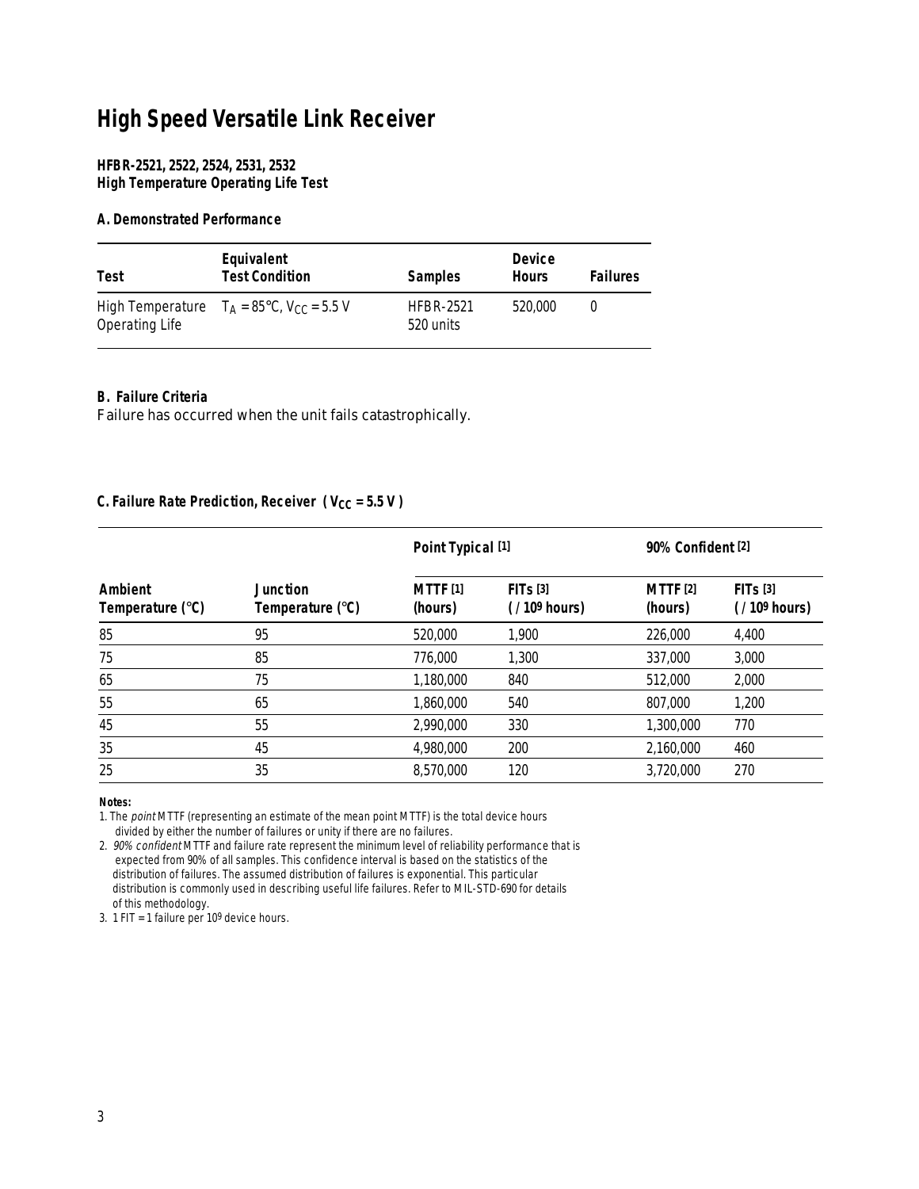# High Speed Versatile Link Receiver

**HFBR-2521, 2522, 2524, 2531, 2532**
**High Temperature Operating Life Test**

### A. Demonstrated Performance

| Test | Equivalent Test Condition | Samples | Device Hours | Failures |
|---|---|---|---|---|
| High Temperature Operating Life | $T_A = 85°C$, $V_{CC} = 5.5$ V | HFBR-2521 520 units | 520,000 | 0 |

### B. Failure Criteria

Failure has occurred when the unit fails catastrophically.

### C. Failure Rate Prediction, Receiver ( $V_{CC} = 5.5$ V )

| | | Point Typical [1] | | 90% Confident [2] | |
|---|---|---|---|---|---|
| **Ambient Temperature (°C)** | **Junction Temperature (°C)** | **MTTF [1] (hours)** | **FITs [3] ( / $10^9$ hours)** | **MTTF [2] (hours)** | **FITs [3] ( / $10^9$ hours)** |
| 85 | 95 | 520,000 | 1,900 | 226,000 | 4,400 |
| 75 | 85 | 776,000 | 1,300 | 337,000 | 3,000 |
| 65 | 75 | 1,180,000 | 840 | 512,000 | 2,000 |
| 55 | 65 | 1,860,000 | 540 | 807,000 | 1,200 |
| 45 | 55 | 2,990,000 | 330 | 1,300,000 | 770 |
| 35 | 45 | 4,980,000 | 200 | 2,160,000 | 460 |
| 25 | 35 | 8,570,000 | 120 | 3,720,000 | 270 |

**Notes:**

1. The *point* MTTF (representing an estimate of the mean point MTTF) is the total device hours divided by either the number of failures or unity if there are no failures.
2. *90% confident* MTTF and failure rate represent the minimum level of reliability performance that is expected from 90% of all samples. This confidence interval is based on the statistics of the distribution of failures. The assumed distribution of failures is exponential. This particular distribution is commonly used in describing useful life failures. Refer to MIL-STD-690 for details of this methodology.
3. 1 FIT = 1 failure per $10^9$ device hours.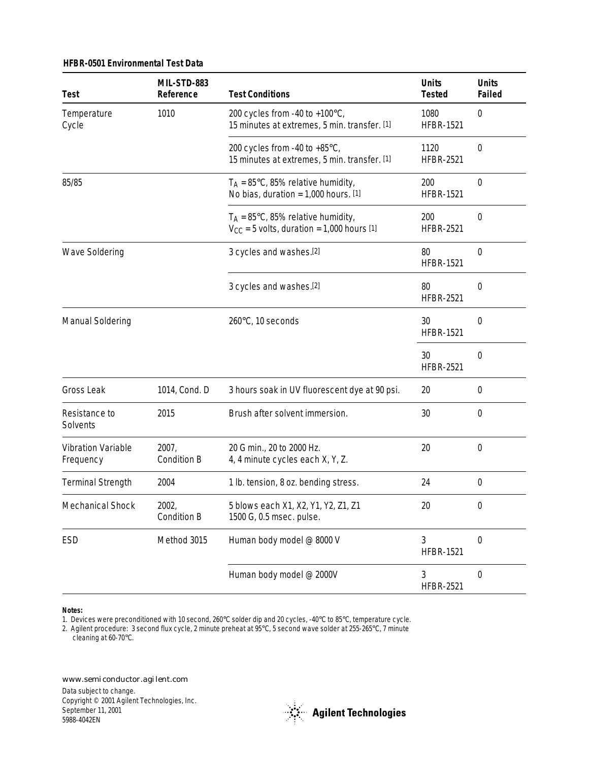**HFBR-0501 Environmental Test Data**

| Test | MIL-STD-883 Reference | Test Conditions | Units Tested | Units Failed |
|---|---|---|---|---|
| Temperature Cycle | 1010 | 200 cycles from -40 to +100°C, 15 minutes at extremes, 5 min. transfer. [1] | 1080 HFBR-1521 | 0 |
| | | 200 cycles from -40 to +85°C, 15 minutes at extremes, 5 min. transfer. [1] | 1120 HFBR-2521 | 0 |
| 85/85 | | $T_A$ = 85°C, 85% relative humidity, No bias, duration = 1,000 hours. [1] | 200 HFBR-1521 | 0 |
| | | $T_A$ = 85°C, 85% relative humidity, $V_{CC}$ = 5 volts, duration = 1,000 hours [1] | 200 HFBR-2521 | 0 |
| Wave Soldering | | 3 cycles and washes.[2] | 80 HFBR-1521 | 0 |
| | | 3 cycles and washes.[2] | 80 HFBR-2521 | 0 |
| Manual Soldering | | 260°C, 10 seconds | 30 HFBR-1521 | 0 |
| | | | 30 HFBR-2521 | 0 |
| Gross Leak | 1014, Cond. D | 3 hours soak in UV fluorescent dye at 90 psi. | 20 | 0 |
| Resistance to Solvents | 2015 | Brush after solvent immersion. | 30 | 0 |
| Vibration Variable Frequency | 2007, Condition B | 20 G min., 20 to 2000 Hz. 4, 4 minute cycles each X, Y, Z. | 20 | 0 |
| Terminal Strength | 2004 | 1 lb. tension, 8 oz. bending stress. | 24 | 0 |
| Mechanical Shock | 2002, Condition B | 5 blows each X1, X2, Y1, Y2, Z1, Z1 1500 G, 0.5 msec. pulse. | 20 | 0 |
| ESD | Method 3015 | Human body model @ 8000 V | 3 HFBR-1521 | 0 |
| | | Human body model @ 2000V | 3 HFBR-2521 | 0 |

**Notes:**

1. Devices were preconditioned with 10 second, 260°C solder dip and 20 cycles, -40°C to 85°C, temperature cycle.
2. Agilent procedure: 3 second flux cycle, 2 minute preheat at 95°C, 5 second wave solder at 255-265°C, 7 minute cleaning at 60-70°C.

www.semiconductor.agilent.com

Data subject to change.
Copyright © 2001 Agilent Technologies, Inc.
September 11, 2001
5988-4042EN

Agilent Technologies